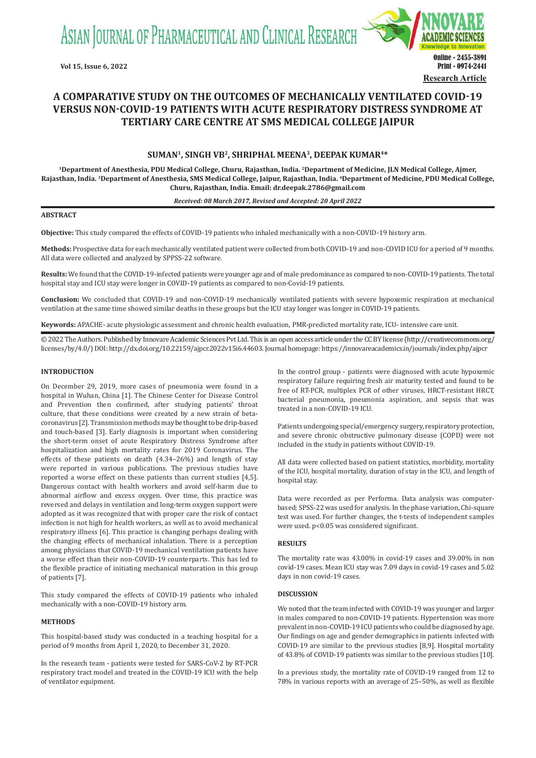**Research Article**

# A COMPARATIVE STUDY ON THE OUTCOMES OF MECHANICALLY VENTILATED COVID-19 VERSUS NON-COVID-19 PATIENTS WITH ACUTE RESPIRATORY DISTRESS SYNDROME AT TERTIARY CARE CENTRE AT SMS MEDICAL COLLEGE JAIPUR

**SUMAN[1], SINGH VB[2], SHRIPHAL MEENA[3], DEEPAK KUMAR[4]\***

[1]Department of Anesthesia, PDU Medical College, Churu, Rajasthan, India. [2]Department of Medicine, JLN Medical College, Ajmer, Rajasthan, India. [3]Department of Anesthesia, SMS Medical College, Jaipur, Rajasthan, India. [4]Department of Medicine, PDU Medical College, Churu, Rajasthan, India. Email: dr.deepak.2786@gmail.com

*Received: 08 March 2017, Revised and Accepted: 20 April 2022*

## ABSTRACT

**Objective:** This study compared the effects of COVID-19 patients who inhaled mechanically with a non-COVID-19 history arm.

**Methods:** Prospective data for each mechanically ventilated patient were collected from both COVID-19 and non-COVID ICU for a period of 9 months. All data were collected and analyzed by SPPSS-22 software.

**Results:** We found that the COVID-19-infected patients were younger age and of male predominance as compared to non-COVID-19 patients. The total hospital stay and ICU stay were longer in COVID-19 patients as compared to non-Covid-19 patients.

**Conclusion:** We concluded that COVID-19 and non-COVID-19 mechanically ventilated patients with severe hypoxemic respiration at mechanical ventilation at the same time showed similar deaths in these groups but the ICU stay longer was longer in COVID-19 patients.

**Keywords:** APACHE- acute physiologic assessment and chronic health evaluation, PMR-predicted mortality rate, ICU- intensive care unit.

© 2022 The Authors. Published by Innovare Academic Sciences Pvt Ltd. This is an open access article under the CC BY license (http://creativecommons.org/licenses/by/4.0/) DOI: http://dx.doi.org/10.22159/ajpcr.2022v15i6.44603. Journal homepage: https://innovareacademics.in/journals/index.php/ajpcr

## INTRODUCTION

On December 29, 2019, more cases of pneumonia were found in a hospital in Wuhan, China [1]. The Chinese Center for Disease Control and Prevention then confirmed, after studying patients' throat culture, that these conditions were created by a new strain of beta-coronavirus [2]. Transmission methods may be thought to be drip-based and touch-based [3]. Early diagnosis is important when considering the short-term onset of acute Respiratory Distress Syndrome after hospitalization and high mortality rates for 2019 Coronavirus. The effects of these patients on death (4.34–26%) and length of stay were reported in various publications. The previous studies have reported a worse effect on these patients than current studies [4,5]. Dangerous contact with health workers and avoid self-harm due to abnormal airflow and excess oxygen. Over time, this practice was reversed and delays in ventilation and long-term oxygen support were adopted as it was recognized that with proper care the risk of contact infection is not high for health workers, as well as to avoid mechanical respiratory illness [6]. This practice is changing perhaps dealing with the changing effects of mechanical inhalation. There is a perception among physicians that COVID-19 mechanical ventilation patients have a worse effect than their non-COVID-19 counterparts. This has led to the flexible practice of initiating mechanical maturation in this group of patients [7].

This study compared the effects of COVID-19 patients who inhaled mechanically with a non-COVID-19 history arm.

## METHODS

This hospital-based study was conducted in a teaching hospital for a period of 9 months from April 1, 2020, to December 31, 2020.

In the research team - patients were tested for SARS-CoV-2 by RT-PCR respiratory tract model and treated in the COVID-19 ICU with the help of ventilator equipment.

In the control group - patients were diagnosed with acute hypoxemic respiratory failure requiring fresh air maturity tested and found to be free of RT-PCR, multiplex PCR of other viruses, HRCT-resistant HRCT, bacterial pneumonia, pneumonia aspiration, and sepsis that was treated in a non-COVID-19 ICU.

Patients undergoing special/emergency surgery, respiratory protection, and severe chronic obstructive pulmonary disease (COPD) were not included in the study in patients without COVID-19.

All data were collected based on patient statistics, morbidity, mortality of the ICU, hospital mortality, duration of stay in the ICU, and length of hospital stay.

Data were recorded as per Performa. Data analysis was computer-based; SPSS-22 was used for analysis. In the phase variation, Chi-square test was used. For further changes, the t-tests of independent samples were used. $p<0.05$ was considered significant.

## RESULTS

The mortality rate was 43.00% in covid-19 cases and 39.00% in non covid-19 cases. Mean ICU say stay was 7.09 days in covid-19 cases and 5.02 days in non covid-19 cases.

## DISCUSSION

We noted that the team infected with COVID-19 was younger and larger in males compared to non-COVID-19 patients. Hypertension was more prevalent in non-COVID-19 ICU patients who could be diagnosed by age. Our findings on age and gender demographics in patients infected with COVID-19 are similar to the previous studies [8,9]. Hospital mortality of 43.8% of COVID-19 patients was similar to the previous studies [10].

In a previous study, the mortality rate of COVID-19 ranged from 12 to 78% in various reports with an average of 25–50%, as well as flexible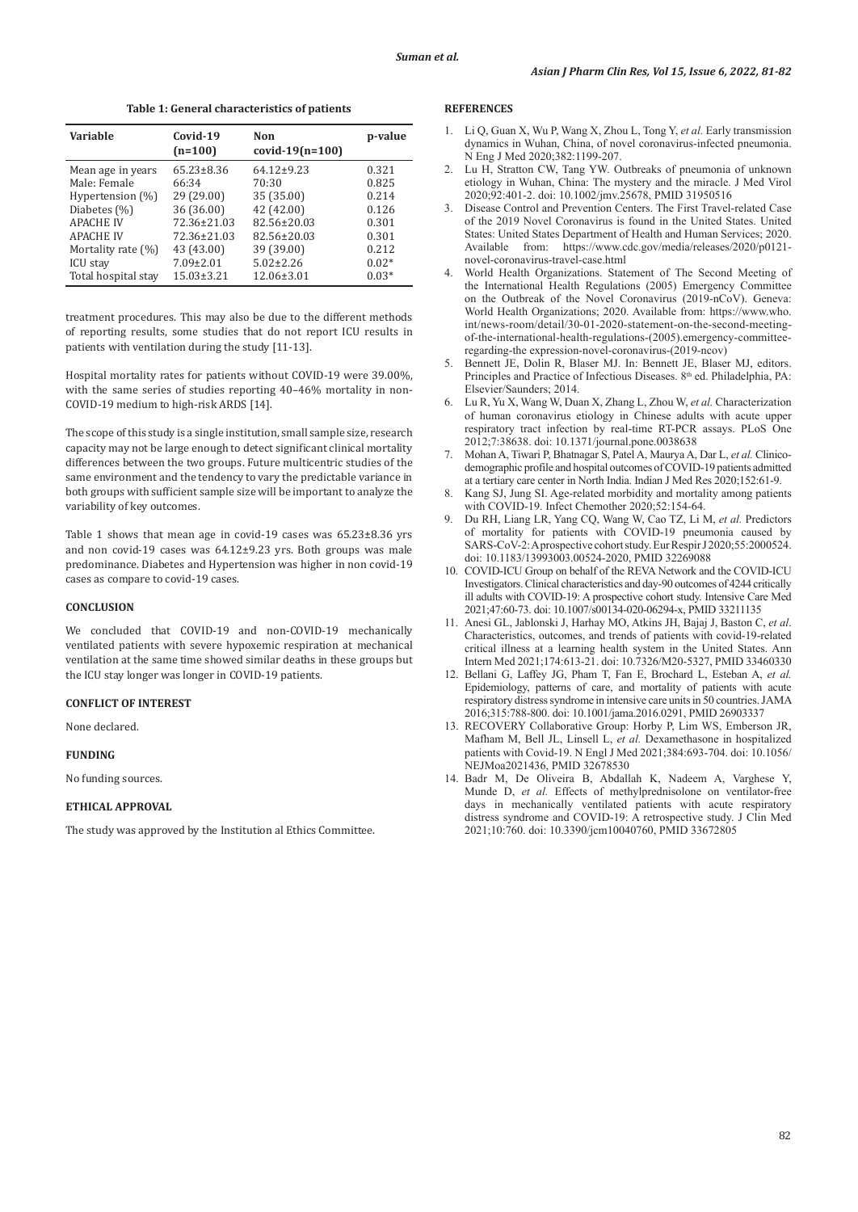**Table 1: General characteristics of patients**

| Variable | Covid-19 (n=100) | Non covid-19(n=100) | p-value |
|---|---|---|---|
| Mean age in years | 65.23±8.36 | 64.12±9.23 | 0.321 |
| Male: Female | 66:34 | 70:30 | 0.825 |
| Hypertension (%) | 29 (29.00) | 35 (35.00) | 0.214 |
| Diabetes (%) | 36 (36.00) | 42 (42.00) | 0.126 |
| APACHE IV | 72.36±21.03 | 82.56±20.03 | 0.301 |
| APACHE IV | 72.36±21.03 | 82.56±20.03 | 0.301 |
| Mortality rate (%) | 43 (43.00) | 39 (39.00) | 0.212 |
| ICU stay | 7.09±2.01 | 5.02±2.26 | 0.02* |
| Total hospital stay | 15.03±3.21 | 12.06±3.01 | 0.03* |

treatment procedures. This may also be due to the different methods of reporting results, some studies that do not report ICU results in patients with ventilation during the study [11-13].

Hospital mortality rates for patients without COVID-19 were 39.00%, with the same series of studies reporting 40–46% mortality in non-COVID-19 medium to high-risk ARDS [14].

The scope of this study is a single institution, small sample size, research capacity may not be large enough to detect significant clinical mortality differences between the two groups. Future multicentric studies of the same environment and the tendency to vary the predictable variance in both groups with sufficient sample size will be important to analyze the variability of key outcomes.

Table 1 shows that mean age in covid-19 cases was 65.23±8.36 yrs and non covid-19 cases was 64.12±9.23 yrs. Both groups was male predominance. Diabetes and Hypertension was higher in non covid-19 cases as compare to covid-19 cases.

## CONCLUSION

We concluded that COVID-19 and non-COVID-19 mechanically ventilated patients with severe hypoxemic respiration at mechanical ventilation at the same time showed similar deaths in these groups but the ICU stay longer was longer in COVID-19 patients.

## CONFLICT OF INTEREST

None declared.

## FUNDING

No funding sources.

## ETHICAL APPROVAL

The study was approved by the Institution al Ethics Committee.

## REFERENCES

1. Li Q, Guan X, Wu P, Wang X, Zhou L, Tong Y, *et al.* Early transmission dynamics in Wuhan, China, of novel coronavirus-infected pneumonia. N Eng J Med 2020;382:1199-207.
2. Lu H, Stratton CW, Tang YW. Outbreaks of pneumonia of unknown etiology in Wuhan, China: The mystery and the miracle. J Med Virol 2020;92:401-2. doi: 10.1002/jmv.25678, PMID 31950516
3. Disease Control and Prevention Centers. The First Travel-related Case of the 2019 Novel Coronavirus is found in the United States. United States: United States Department of Health and Human Services; 2020. Available from: https://www.cdc.gov/media/releases/2020/p0121-novel-coronavirus-travel-case.html
4. World Health Organizations. Statement of The Second Meeting of the International Health Regulations (2005) Emergency Committee on the Outbreak of the Novel Coronavirus (2019-nCoV). Geneva: World Health Organizations; 2020. Available from: https://www.who.int/news-room/detail/30-01-2020-statement-on-the-second-meeting-of-the-international-health-regulations-(2005).emergency-committee-regarding-the expression-novel-coronavirus-(2019-ncov)
5. Bennett JE, Dolin R, Blaser MJ. In: Bennett JE, Blaser MJ, editors. Principles and Practice of Infectious Diseases. 8th ed. Philadelphia, PA: Elsevier/Saunders; 2014.
6. Lu R, Yu X, Wang W, Duan X, Zhang L, Zhou W, *et al.* Characterization of human coronavirus etiology in Chinese adults with acute upper respiratory tract infection by real-time RT-PCR assays. PLoS One 2012;7:38638. doi: 10.1371/journal.pone.0038638
7. Mohan A, Tiwari P, Bhatnagar S, Patel A, Maurya A, Dar L, *et al.* Clinico-demographic profile and hospital outcomes of COVID-19 patients admitted at a tertiary care center in North India. Indian J Med Res 2020;152:61-9.
8. Kang SJ, Jung SI. Age-related morbidity and mortality among patients with COVID-19. Infect Chemother 2020;52:154-64.
9. Du RH, Liang LR, Yang CQ, Wang W, Cao TZ, Li M, *et al.* Predictors of mortality for patients with COVID-19 pneumonia caused by SARS-CoV-2: A prospective cohort study. Eur Respir J 2020;55:2000524. doi: 10.1183/13993003.00524-2020, PMID 32269088
10. COVID-ICU Group on behalf of the REVA Network and the COVID-ICU Investigators. Clinical characteristics and day-90 outcomes of 4244 critically ill adults with COVID-19: A prospective cohort study. Intensive Care Med 2021;47:60-73. doi: 10.1007/s00134-020-06294-x, PMID 33211135
11. Anesi GL, Jablonski J, Harhay MO, Atkins JH, Bajaj J, Baston C, *et al.* Characteristics, outcomes, and trends of patients with covid-19-related critical illness at a learning health system in the United States. Ann Intern Med 2021;174:613-21. doi: 10.7326/M20-5327, PMID 33460330
12. Bellani G, Laffey JG, Pham T, Fan E, Brochard L, Esteban A, *et al.* Epidemiology, patterns of care, and mortality of patients with acute respiratory distress syndrome in intensive care units in 50 countries. JAMA 2016;315:788-800. doi: 10.1001/jama.2016.0291, PMID 26903337
13. RECOVERY Collaborative Group: Horby P, Lim WS, Emberson JR, Mafham M, Bell JL, Linsell L, *et al.* Dexamethasone in hospitalized patients with Covid-19. N Engl J Med 2021;384:693-704. doi: 10.1056/NEJMoa2021436, PMID 32678530
14. Badr M, De Oliveira B, Abdallah K, Nadeem A, Varghese Y, Munde D, *et al.* Effects of methylprednisolone on ventilator-free days in mechanically ventilated patients with acute respiratory distress syndrome and COVID-19: A retrospective study. J Clin Med 2021;10:760. doi: 10.3390/jcm10040760, PMID 33672805